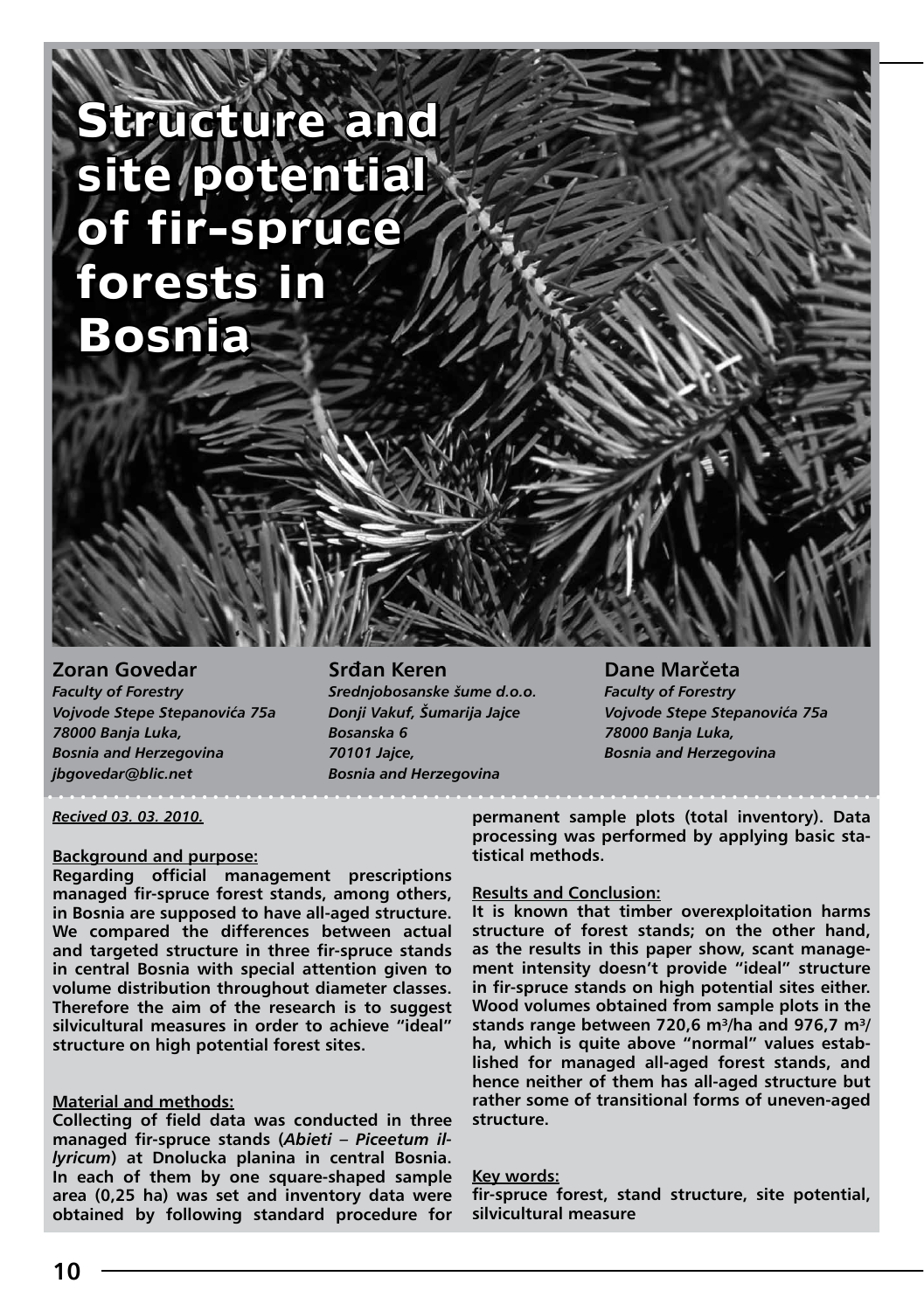# Structure and site potential of fir-spruce forests in Bosnia

**Zoran Govedar**
*Faculty of Forestry*
*Vojvode Stepe Stepanovića 75a*
*78000 Banja Luka,*
*Bosnia and Herzegovina*
*jbgovedar@blic.net*

**Srđan Keren**
*Srednjobosanske šume d.o.o.*
*Donji Vakuf, Šumarija Jajce*
*Bosanska 6*
*70101 Jajce,*
*Bosnia and Herzegovina*

**Dane Marčeta**
*Faculty of Forestry*
*Vojvode Stepe Stepanovića 75a*
*78000 Banja Luka,*
*Bosnia and Herzegovina*

*Recived 03. 03. 2010.*

**Background and purpose:**
**Regarding official management prescriptions managed fir-spruce forest stands, among others, in Bosnia are supposed to have all-aged structure. We compared the differences between actual and targeted structure in three fir-spruce stands in central Bosnia with special attention given to volume distribution throughout diameter classes. Therefore the aim of the research is to suggest silvicultural measures in order to achieve "ideal" structure on high potential forest sites.**

**Material and methods:**
**Collecting of field data was conducted in three managed fir-spruce stands (*Abieti – Piceetum illyricum*) at Dnolucka planina in central Bosnia. In each of them by one square-shaped sample area (0,25 ha) was set and inventory data were obtained by following standard procedure for permanent sample plots (total inventory). Data processing was performed by applying basic statistical methods.**

**Results and Conclusion:**
**It is known that timber overexploitation harms structure of forest stands; on the other hand, as the results in this paper show, scant management intensity doesn't provide "ideal" structure in fir-spruce stands on high potential sites either. Wood volumes obtained from sample plots in the stands range between 720,6 m$^3$/ha and 976,7 m$^3$/ha, which is quite above "normal" values established for managed all-aged forest stands, and hence neither of them has all-aged structure but rather some of transitional forms of uneven-aged structure.**

**Key words:**
**fir-spruce forest, stand structure, site potential, silvicultural measure**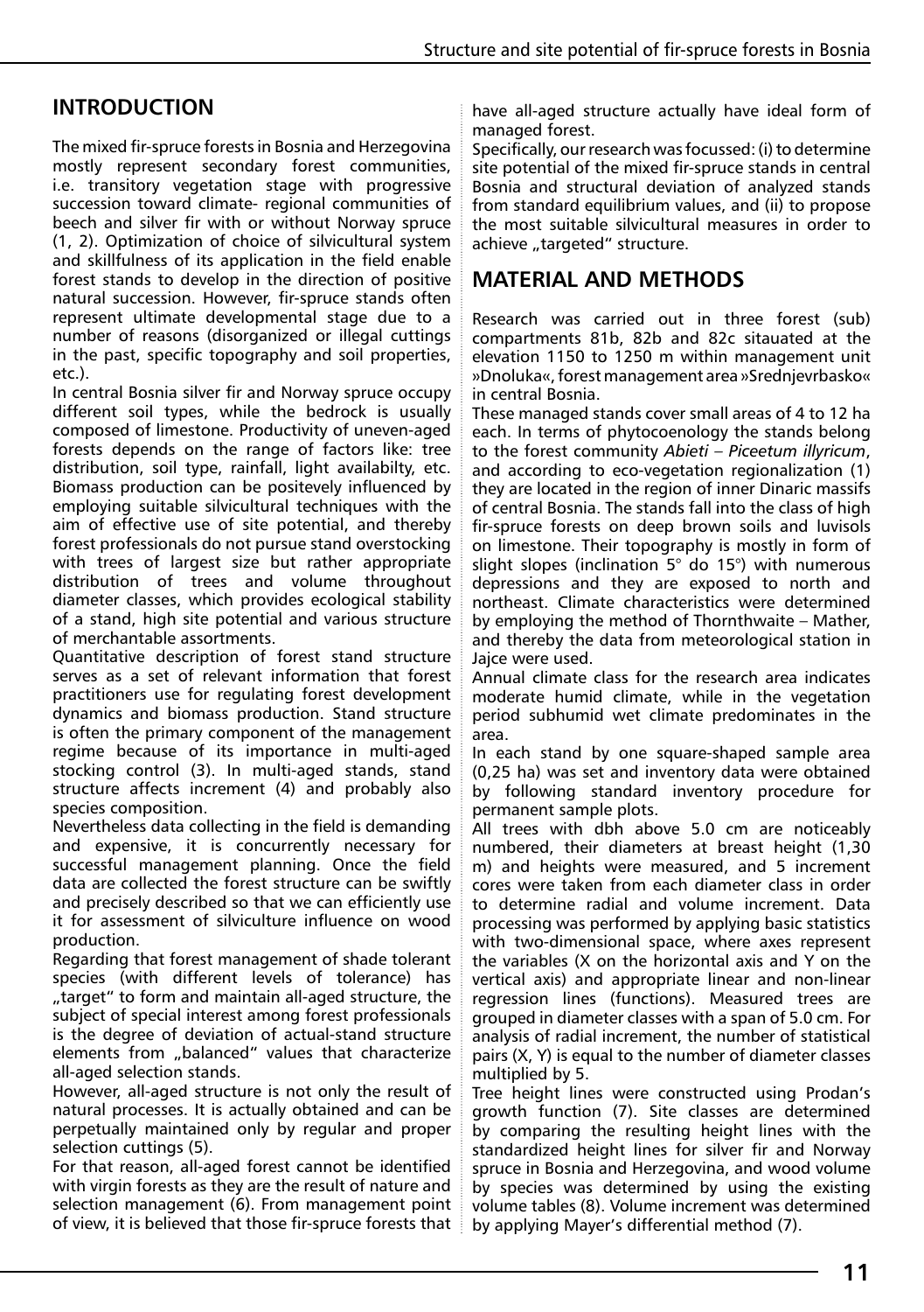## INTRODUCTION

The mixed fir-spruce forests in Bosnia and Herzegovina mostly represent secondary forest communities, i.e. transitory vegetation stage with progressive succession toward climate- regional communities of beech and silver fir with or without Norway spruce (1, 2). Optimization of choice of silvicultural system and skillfulness of its application in the field enable forest stands to develop in the direction of positive natural succession. However, fir-spruce stands often represent ultimate developmental stage due to a number of reasons (disorganized or illegal cuttings in the past, specific topography and soil properties, etc.).

In central Bosnia silver fir and Norway spruce occupy different soil types, while the bedrock is usually composed of limestone. Productivity of uneven-aged forests depends on the range of factors like: tree distribution, soil type, rainfall, light availabilty, etc. Biomass production can be positevely influenced by employing suitable silvicultural techniques with the aim of effective use of site potential, and thereby forest professionals do not pursue stand overstocking with trees of largest size but rather appropriate distribution of trees and volume throughout diameter classes, which provides ecological stability of a stand, high site potential and various structure of merchantable assortments.

Quantitative description of forest stand structure serves as a set of relevant information that forest practitioners use for regulating forest development dynamics and biomass production. Stand structure is often the primary component of the management regime because of its importance in multi-aged stocking control (3). In multi-aged stands, stand structure affects increment (4) and probably also species composition.

Nevertheless data collecting in the field is demanding and expensive, it is concurrently necessary for successful management planning. Once the field data are collected the forest structure can be swiftly and precisely described so that we can efficiently use it for assessment of silviculture influence on wood production.

Regarding that forest management of shade tolerant species (with different levels of tolerance) has „target" to form and maintain all-aged structure, the subject of special interest among forest professionals is the degree of deviation of actual-stand structure elements from „balanced" values that characterize all-aged selection stands.

However, all-aged structure is not only the result of natural processes. It is actually obtained and can be perpetually maintained only by regular and proper selection cuttings (5).

For that reason, all-aged forest cannot be identified with virgin forests as they are the result of nature and selection management (6). From management point of view, it is believed that those fir-spruce forests that have all-aged structure actually have ideal form of managed forest.

Specifically, our research was focussed: (i) to determine site potential of the mixed fir-spruce stands in central Bosnia and structural deviation of analyzed stands from standard equilibrium values, and (ii) to propose the most suitable silvicultural measures in order to achieve „targeted" structure.

## MATERIAL AND METHODS

Research was carried out in three forest (sub) compartments 81b, 82b and 82c sitauated at the elevation 1150 to 1250 m within management unit »Dnoluka«, forest management area »Srednjevrbasko« in central Bosnia.

These managed stands cover small areas of 4 to 12 ha each. In terms of phytocoenology the stands belong to the forest community *Abieti – Piceetum illyricum*, and according to eco-vegetation regionalization (1) they are located in the region of inner Dinaric massifs of central Bosnia. The stands fall into the class of high fir-spruce forests on deep brown soils and luvisols on limestone. Their topography is mostly in form of slight slopes (inclination 5° do 15°) with numerous depressions and they are exposed to north and northeast. Climate characteristics were determined by employing the method of Thornthwaite – Mather, and thereby the data from meteorological station in Jajce were used.

Annual climate class for the research area indicates moderate humid climate, while in the vegetation period subhumid wet climate predominates in the area.

In each stand by one square-shaped sample area (0,25 ha) was set and inventory data were obtained by following standard inventory procedure for permanent sample plots.

All trees with dbh above 5.0 cm are noticeably numbered, their diameters at breast height (1,30 m) and heights were measured, and 5 increment cores were taken from each diameter class in order to determine radial and volume increment. Data processing was performed by applying basic statistics with two-dimensional space, where axes represent the variables (X on the horizontal axis and Y on the vertical axis) and appropriate linear and non-linear regression lines (functions). Measured trees are grouped in diameter classes with a span of 5.0 cm. For analysis of radial increment, the number of statistical pairs (X, Y) is equal to the number of diameter classes multiplied by 5.

Tree height lines were constructed using Prodan's growth function (7). Site classes are determined by comparing the resulting height lines with the standardized height lines for silver fir and Norway spruce in Bosnia and Herzegovina, and wood volume by species was determined by using the existing volume tables (8). Volume increment was determined by applying Mayer's differential method (7).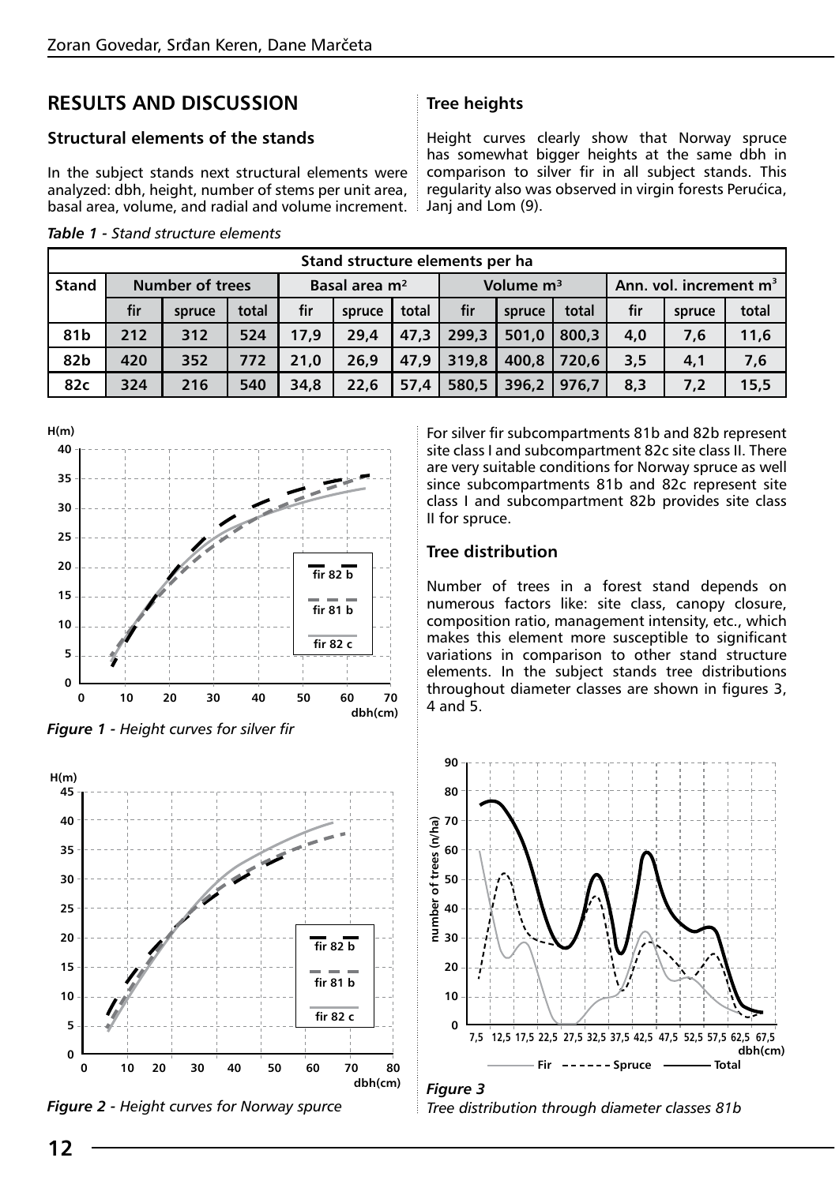## RESULTS AND DISCUSSION

### Structural elements of the stands

In the subject stands next structural elements were analyzed: dbh, height, number of stems per unit area, basal area, volume, and radial and volume increment.

*Table 1 - Stand structure elements*

| Stand structure elements per ha | | | | | | | | | | | | |
|---|---|---|---|---|---|---|---|---|---|---|---|---|
| Stand | Number of trees | | | Basal area m² | | | Volume m³ | | | Ann. vol. increment m³ | | |
| | fir | spruce | total | fir | spruce | total | fir | spruce | total | fir | spruce | total |
| 81b | 212 | 312 | 524 | 17,9 | 29,4 | 47,3 | 299,3 | 501,0 | 800,3 | 4,0 | 7,6 | 11,6 |
| 82b | 420 | 352 | 772 | 21,0 | 26,9 | 47,9 | 319,8 | 400,8 | 720,6 | 3,5 | 4,1 | 7,6 |
| 82c | 324 | 216 | 540 | 34,8 | 22,6 | 57,4 | 580,5 | 396,2 | 976,7 | 8,3 | 7,2 | 15,5 |

H(m)
40
35
30
25
20
15
10
5
0
0 10 20 30 40 50 60 70
dbh(cm)
fir 82 b
fir 81 b
fir 82 c

*Figure 1 - Height curves for silver fir*

H(m)
45
40
35
30
25
20
15
10
5
0
0 10 20 30 40 50 60 70 80
dbh(cm)
fir 82 b
fir 81 b
fir 82 c

*Figure 2 - Height curves for Norway spurce*

### Tree heights

Height curves clearly show that Norway spruce has somewhat bigger heights at the same dbh in comparison to silver fir in all subject stands. This regularity also was observed in virgin forests Perućica, Janj and Lom (9).

For silver fir subcompartments 81b and 82b represent site class I and subcompartment 82c site class II. There are very suitable conditions for Norway spruce as well since subcompartments 81b and 82c represent site class I and subcompartment 82b provides site class II for spruce.

### Tree distribution

Number of trees in a forest stand depends on numerous factors like: site class, canopy closure, composition ratio, management intensity, etc., which makes this element more susceptible to significant variations in comparison to other stand structure elements. In the subject stands tree distributions throughout diameter classes are shown in figures 3, 4 and 5.

number of trees (n/ha)
90
80
70
60
50
40
30
20
10
0
7,5 12,5 17,5 22,5 27,5 32,5 37,5 42,5 47,5 52,5 57,5 62,5 67,5
dbh(cm)
Fir
Spruce
Total

*Figure 3*
*Tree distribution through diameter classes 81b*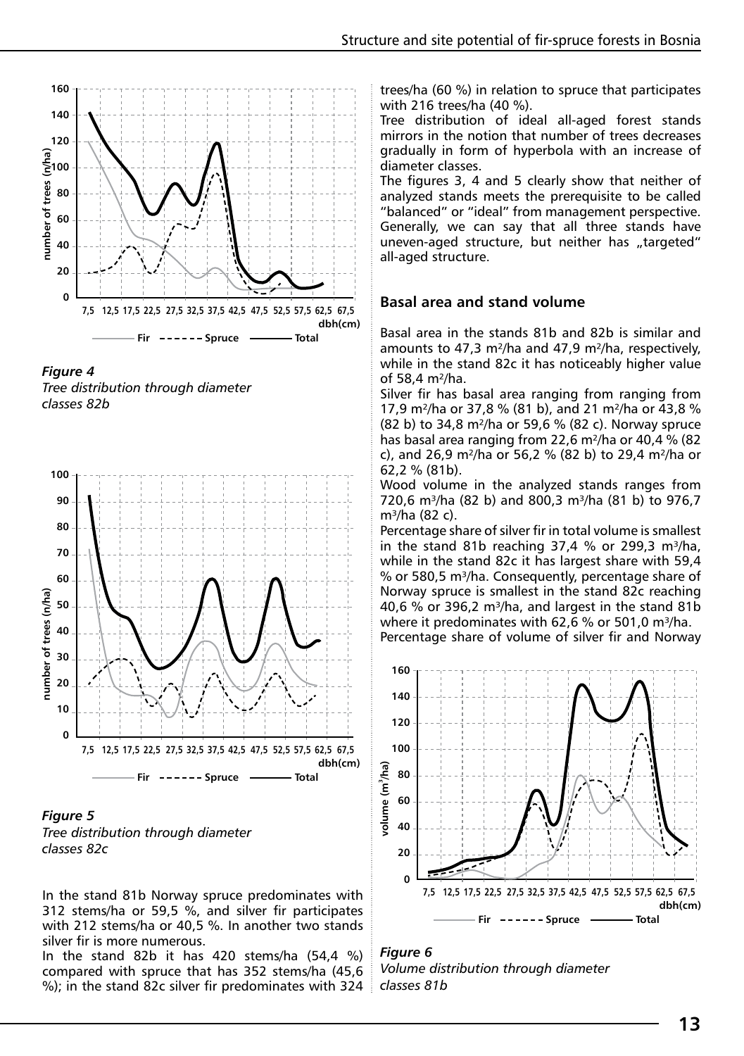160
140
120
100
80
60
40
20
0
number of trees (n/ha)
7,5 12,5 17,5 22,5 27,5 32,5 37,5 42,5 47,5 52,5 57,5 62,5 67,5
dbh(cm)
Fir Spruce Total

*Figure 4*
*Tree distribution through diameter classes 82b*

100
90
80
70
60
50
40
30
20
10
0
number of trees (n/ha)
7,5 12,5 17,5 22,5 27,5 32,5 37,5 42,5 47,5 52,5 57,5 62,5 67,5
dbh(cm)
Fir Spruce Total

*Figure 5*
*Tree distribution through diameter classes 82c*

In the stand 81b Norway spruce predominates with 312 stems/ha or 59,5 %, and silver fir participates with 212 stems/ha or 40,5 %. In another two stands silver fir is more numerous.

In the stand 82b it has 420 stems/ha (54,4 %) compared with spruce that has 352 stems/ha (45,6 %); in the stand 82c silver fir predominates with 324 trees/ha (60 %) in relation to spruce that participates with 216 trees/ha (40 %).

Tree distribution of ideal all-aged forest stands mirrors in the notion that number of trees decreases gradually in form of hyperbola with an increase of diameter classes.

The figures 3, 4 and 5 clearly show that neither of analyzed stands meets the prerequisite to be called "balanced" or "ideal" from management perspective. Generally, we can say that all three stands have uneven-aged structure, but neither has „targeted" all-aged structure.

## Basal area and stand volume

Basal area in the stands 81b and 82b is similar and amounts to 47,3 m²/ha and 47,9 m²/ha, respectively, while in the stand 82c it has noticeably higher value of 58,4 m²/ha.

Silver fir has basal area ranging from ranging from 17,9 m²/ha or 37,8 % (81 b), and 21 m²/ha or 43,8 % (82 b) to 34,8 m²/ha or 59,6 % (82 c). Norway spruce has basal area ranging from 22,6 m²/ha or 40,4 % (82 c), and 26,9 m²/ha or 56,2 % (82 b) to 29,4 m²/ha or 62,2 % (81b).

Wood volume in the analyzed stands ranges from 720,6 m³/ha (82 b) and 800,3 m³/ha (81 b) to 976,7 m³/ha (82 c).

Percentage share of silver fir in total volume is smallest in the stand 81b reaching 37,4 % or 299,3 m³/ha, while in the stand 82c it has largest share with 59,4 % or 580,5 m³/ha. Consequently, percentage share of Norway spruce is smallest in the stand 82c reaching 40,6 % or 396,2 m³/ha, and largest in the stand 81b where it predominates with 62,6 % or 501,0 m³/ha.

Percentage share of volume of silver fir and Norway

160
140
120
100
80
60
40
20
0
volume (m³/ha)
7,5 12,5 17,5 22,5 27,5 32,5 37,5 42,5 47,5 52,5 57,5 62,5 67,5
dbh(cm)
Fir Spruce Total

*Figure 6*
*Volume distribution through diameter classes 81b*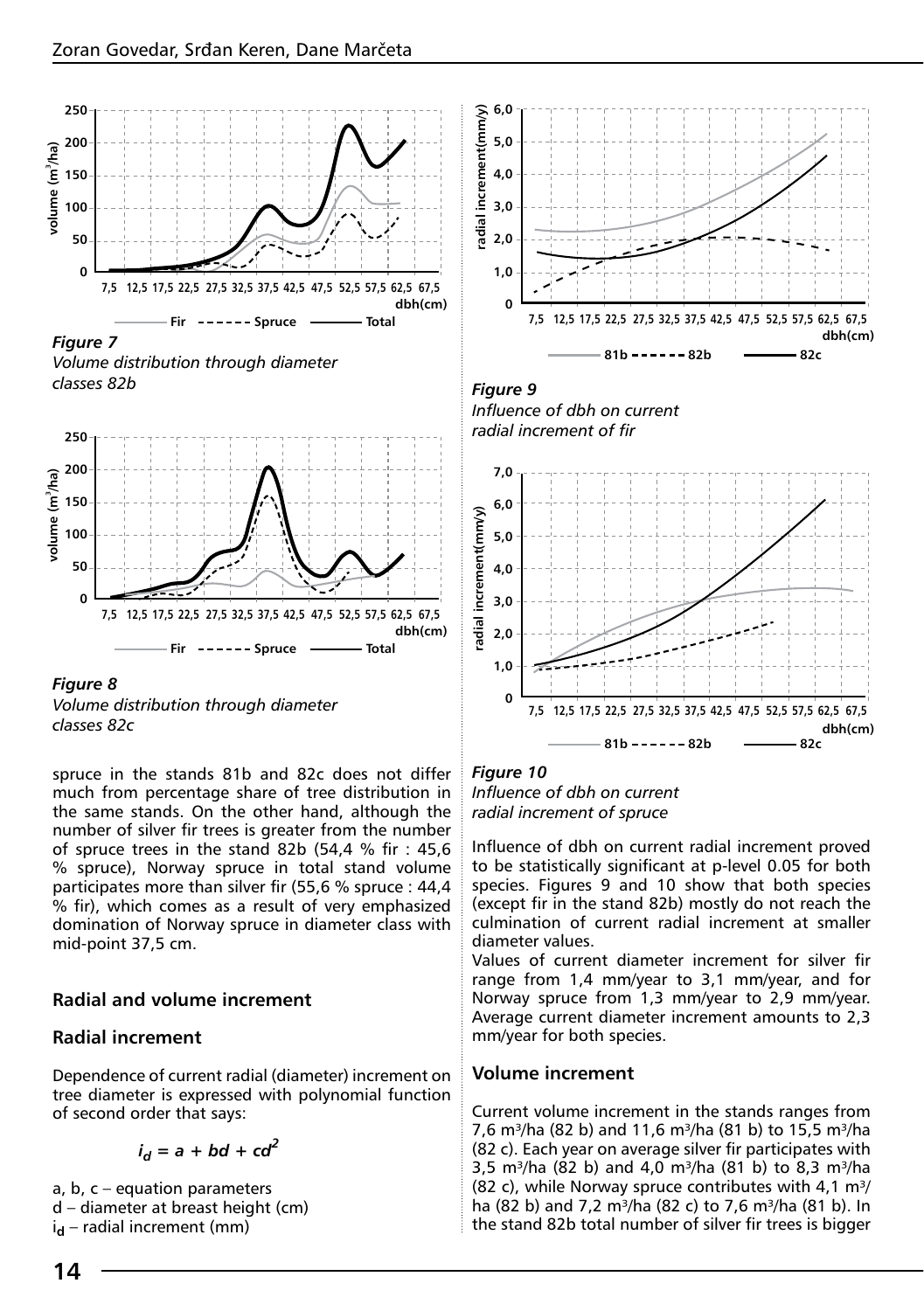250
200
150
100
50
0
volume (m$^3$/ha)
7,5 12,5 17,5 22,5 27,5 32,5 37,5 42,5 47,5 52,5 57,5 62,5 67,5
dbh(cm)
Fir Spruce Total

*Figure 7*
*Volume distribution through diameter classes 82b*

250
200
150
100
50
0
volume (m$^3$/ha)
7,5 12,5 17,5 22,5 27,5 32,5 37,5 42,5 47,5 52,5 57,5 62,5 67,5
dbh(cm)
Fir Spruce Total

*Figure 8*
*Volume distribution through diameter classes 82c*

spruce in the stands 81b and 82c does not differ much from percentage share of tree distribution in the same stands. On the other hand, although the number of silver fir trees is greater from the number of spruce trees in the stand 82b (54,4 % fir : 45,6 % spruce), Norway spruce in total stand volume participates more than silver fir (55,6 % spruce : 44,4 % fir), which comes as a result of very emphasized domination of Norway spruce in diameter class with mid-point 37,5 cm.

## Radial and volume increment

### Radial increment

Dependence of current radial (diameter) increment on tree diameter is expressed with polynomial function of second order that says:

$$i_d = a + bd + cd^2$$

a, b, c – equation parameters
d – diameter at breast height (cm)
$i_d$ – radial increment (mm)

6,0
5,0
4,0
3,0
2,0
1,0
0
radial increment(mm/y)
7,5 12,5 17,5 22,5 27,5 32,5 37,5 42,5 47,5 52,5 57,5 62,5 67,5
dbh(cm)
81b 82b 82c

*Figure 9*
*Influence of dbh on current radial increment of fir*

7,0
6,0
5,0
4,0
3,0
2,0
1,0
0
radial increment(mm/y)
7,5 12,5 17,5 22,5 27,5 32,5 37,5 42,5 47,5 52,5 57,5 62,5 67,5
dbh(cm)
81b 82b 82c

*Figure 10*
*Influence of dbh on current radial increment of spruce*

Influence of dbh on current radial increment proved to be statistically significant at p-level 0.05 for both species. Figures 9 and 10 show that both species (except fir in the stand 82b) mostly do not reach the culmination of current radial increment at smaller diameter values.

Values of current diameter increment for silver fir range from 1,4 mm/year to 3,1 mm/year, and for Norway spruce from 1,3 mm/year to 2,9 mm/year. Average current diameter increment amounts to 2,3 mm/year for both species.

### Volume increment

Current volume increment in the stands ranges from 7,6 m$^3$/ha (82 b) and 11,6 m$^3$/ha (81 b) to 15,5 m$^3$/ha (82 c). Each year on average silver fir participates with 3,5 m$^3$/ha (82 b) and 4,0 m$^3$/ha (81 b) to 8,3 m$^3$/ha (82 c), while Norway spruce contributes with 4,1 m$^3$/ha (82 b) and 7,2 m$^3$/ha (82 c) to 7,6 m$^3$/ha (81 b). In the stand 82b total number of silver fir trees is bigger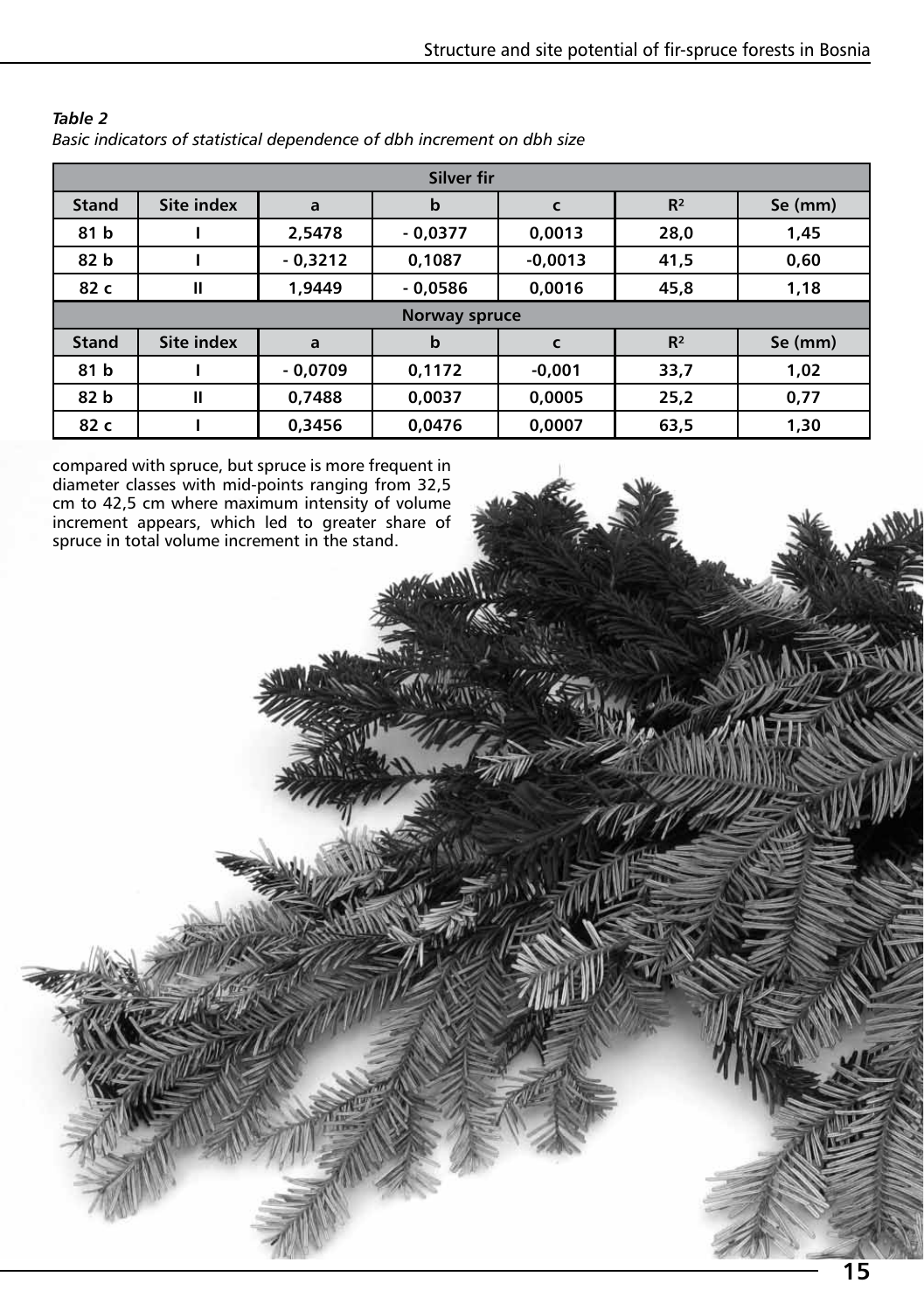*Table 2*
*Basic indicators of statistical dependence of dbh increment on dbh size*

| Silver fir | | | | | | |
|---|---|---|---|---|---|---|
| **Stand** | **Site index** | **a** | **b** | **c** | **$R^2$** | **Se (mm)** |
| 81 b | I | 2,5478 | - 0,0377 | 0,0013 | 28,0 | 1,45 |
| 82 b | I | - 0,3212 | 0,1087 | -0,0013 | 41,5 | 0,60 |
| 82 c | II | 1,9449 | - 0,0586 | 0,0016 | 45,8 | 1,18 |
| **Norway spruce** | | | | | | |
| **Stand** | **Site index** | **a** | **b** | **c** | **$R^2$** | **Se (mm)** |
| 81 b | I | - 0,0709 | 0,1172 | -0,001 | 33,7 | 1,02 |
| 82 b | II | 0,7488 | 0,0037 | 0,0005 | 25,2 | 0,77 |
| 82 c | I | 0,3456 | 0,0476 | 0,0007 | 63,5 | 1,30 |

compared with spruce, but spruce is more frequent in diameter classes with mid-points ranging from 32,5 cm to 42,5 cm where maximum intensity of volume increment appears, which led to greater share of spruce in total volume increment in the stand.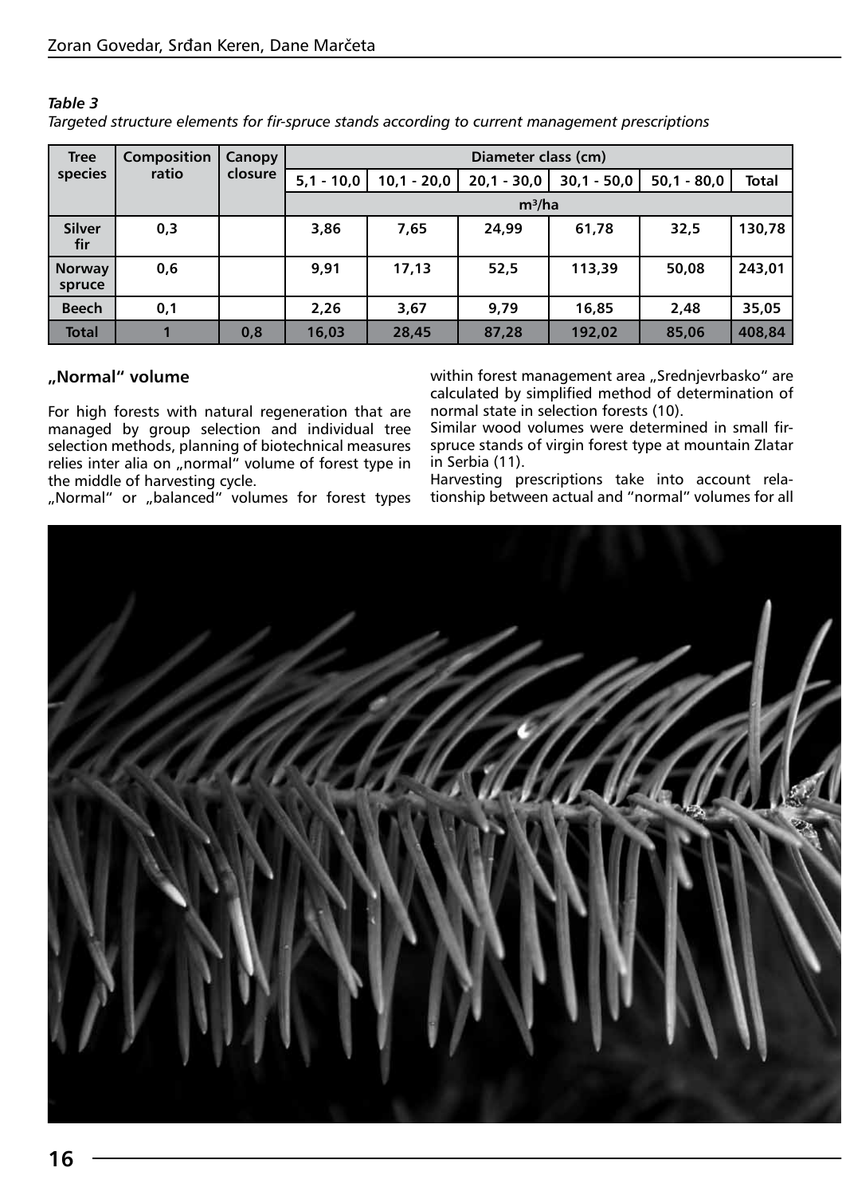*Table 3*

*Targeted structure elements for fir-spruce stands according to current management prescriptions*

| Tree species | Composition ratio | Canopy closure | Diameter class (cm) | | | | | |
|---|---|---|---|---|---|---|---|---|
| | | | 5,1 - 10,0 | 10,1 - 20,0 | 20,1 - 30,0 | 30,1 - 50,0 | 50,1 - 80,0 | Total |
| | | | m³/ha | | | | | |
| Silver fir | 0,3 | | 3,86 | 7,65 | 24,99 | 61,78 | 32,5 | 130,78 |
| Norway spruce | 0,6 | | 9,91 | 17,13 | 52,5 | 113,39 | 50,08 | 243,01 |
| Beech | 0,1 | | 2,26 | 3,67 | 9,79 | 16,85 | 2,48 | 35,05 |
| Total | 1 | 0,8 | 16,03 | 28,45 | 87,28 | 192,02 | 85,06 | 408,84 |

### „Normal“ volume

For high forests with natural regeneration that are managed by group selection and individual tree selection methods, planning of biotechnical measures relies inter alia on „normal“ volume of forest type in the middle of harvesting cycle.

„Normal“ or „balanced“ volumes for forest types within forest management area „Srednjevrbasko“ are calculated by simplified method of determination of normal state in selection forests (10).

Similar wood volumes were determined in small fir-spruce stands of virgin forest type at mountain Zlatar in Serbia (11).

Harvesting prescriptions take into account relationship between actual and “normal” volumes for all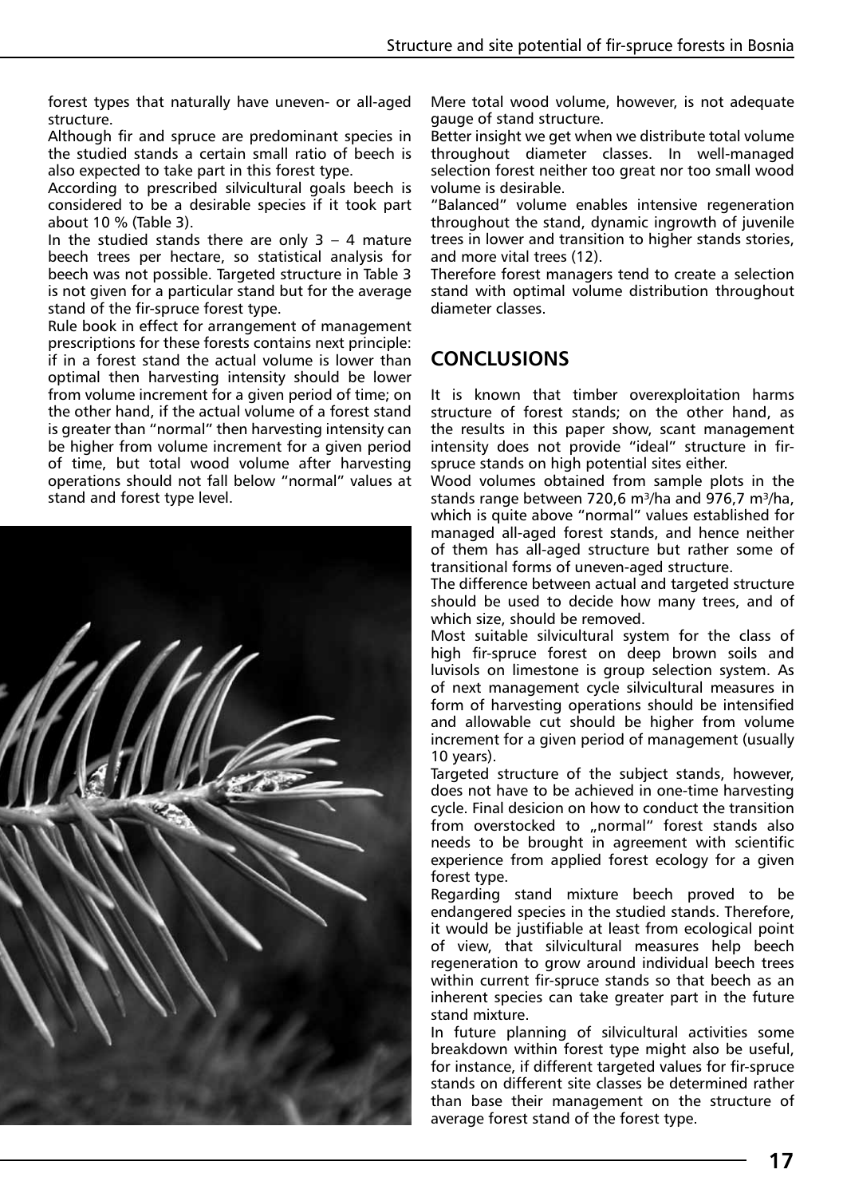forest types that naturally have uneven- or all-aged structure.

Although fir and spruce are predominant species in the studied stands a certain small ratio of beech is also expected to take part in this forest type.

According to prescribed silvicultural goals beech is considered to be a desirable species if it took part about 10 % (Table 3).

In the studied stands there are only 3 – 4 mature beech trees per hectare, so statistical analysis for beech was not possible. Targeted structure in Table 3 is not given for a particular stand but for the average stand of the fir-spruce forest type.

Rule book in effect for arrangement of management prescriptions for these forests contains next principle: if in a forest stand the actual volume is lower than optimal then harvesting intensity should be lower from volume increment for a given period of time; on the other hand, if the actual volume of a forest stand is greater than "normal" then harvesting intensity can be higher from volume increment for a given period of time, but total wood volume after harvesting operations should not fall below "normal" values at stand and forest type level.

Mere total wood volume, however, is not adequate gauge of stand structure.

Better insight we get when we distribute total volume throughout diameter classes. In well-managed selection forest neither too great nor too small wood volume is desirable.

"Balanced" volume enables intensive regeneration throughout the stand, dynamic ingrowth of juvenile trees in lower and transition to higher stands stories, and more vital trees (12).

Therefore forest managers tend to create a selection stand with optimal volume distribution throughout diameter classes.

## CONCLUSIONS

It is known that timber overexploitation harms structure of forest stands; on the other hand, as the results in this paper show, scant management intensity does not provide "ideal" structure in fir-spruce stands on high potential sites either.

Wood volumes obtained from sample plots in the stands range between 720,6 $m^3$/ha and 976,7 $m^3$/ha, which is quite above "normal" values established for managed all-aged forest stands, and hence neither of them has all-aged structure but rather some of transitional forms of uneven-aged structure.

The difference between actual and targeted structure should be used to decide how many trees, and of which size, should be removed.

Most suitable silvicultural system for the class of high fir-spruce forest on deep brown soils and luvisols on limestone is group selection system. As of next management cycle silvicultural measures in form of harvesting operations should be intensified and allowable cut should be higher from volume increment for a given period of management (usually 10 years).

Targeted structure of the subject stands, however, does not have to be achieved in one-time harvesting cycle. Final desicion on how to conduct the transition from overstocked to „normal" forest stands also needs to be brought in agreement with scientific experience from applied forest ecology for a given forest type.

Regarding stand mixture beech proved to be endangered species in the studied stands. Therefore, it would be justifiable at least from ecological point of view, that silvicultural measures help beech regeneration to grow around individual beech trees within current fir-spruce stands so that beech as an inherent species can take greater part in the future stand mixture.

In future planning of silvicultural activities some breakdown within forest type might also be useful, for instance, if different targeted values for fir-spruce stands on different site classes be determined rather than base their management on the structure of average forest stand of the forest type.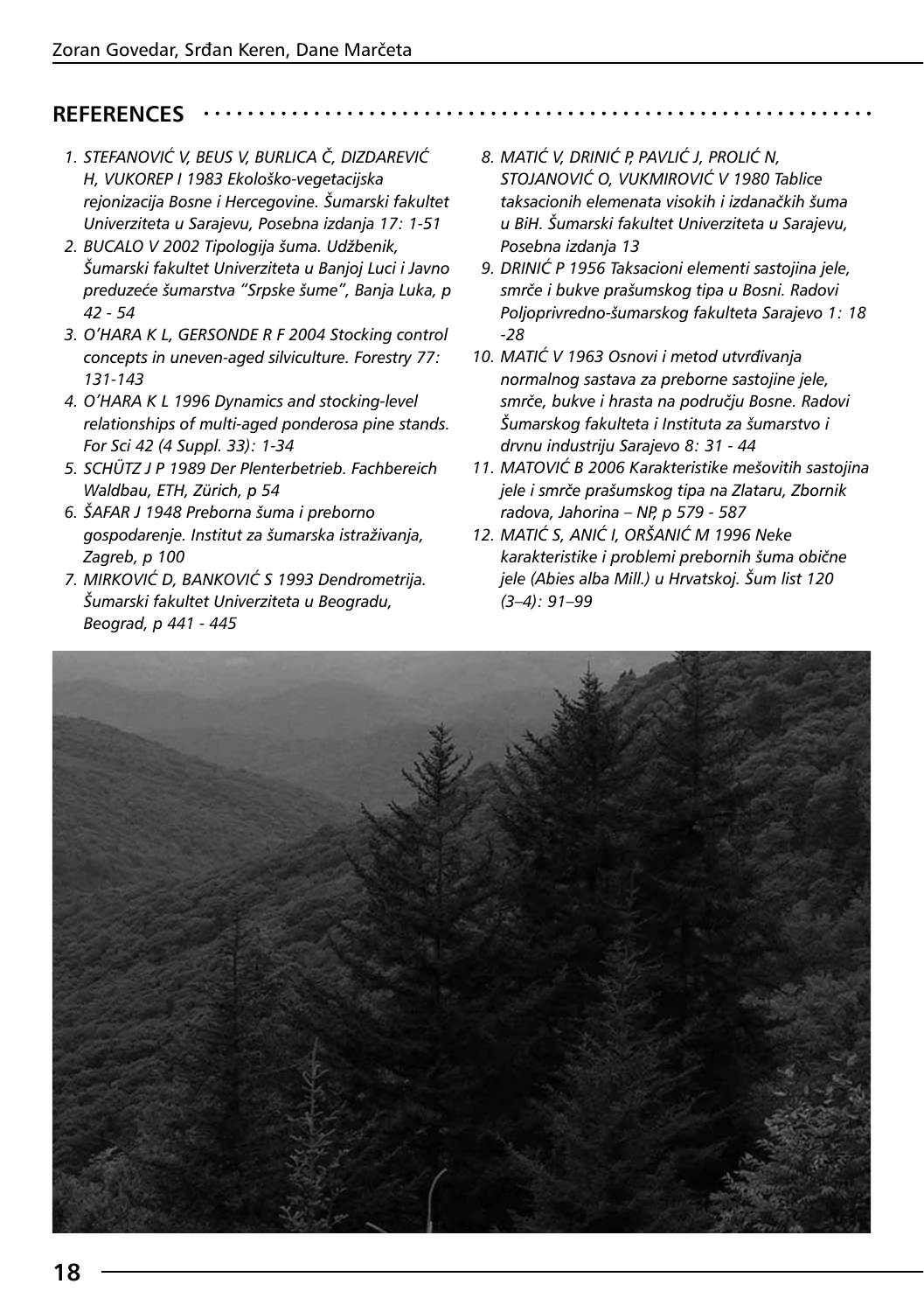## REFERENCES

1. *STEFANOVIĆ V, BEUS V, BURLICA Č, DIZDAREVIĆ H, VUKOREP I 1983 Ekološko-vegetacijska rejonizacija Bosne i Hercegovine. Šumarski fakultet Univerziteta u Sarajevu, Posebna izdanja 17: 1-51*
2. *BUCALO V 2002 Tipologija šuma. Udžbenik, Šumarski fakultet Univerziteta u Banjoj Luci i Javno preduzeće šumarstva "Srpske šume", Banja Luka, p 42 - 54*
3. *O'HARA K L, GERSONDE R F 2004 Stocking control concepts in uneven-aged silviculture. Forestry 77: 131-143*
4. *O'HARA K L 1996 Dynamics and stocking-level relationships of multi-aged ponderosa pine stands. For Sci 42 (4 Suppl. 33): 1-34*
5. *SCHÜTZ J P 1989 Der Plenterbetrieb. Fachbereich Waldbau, ETH, Zürich, p 54*
6. *ŠAFAR J 1948 Preborna šuma i preborno gospodarenje. Institut za šumarska istraživanja, Zagreb, p 100*
7. *MIRKOVIĆ D, BANKOVIĆ S 1993 Dendrometrija. Šumarski fakultet Univerziteta u Beogradu, Beograd, p 441 - 445*
8. *MATIĆ V, DRINIĆ P, PAVLIĆ J, PROLIĆ N, STOJANOVIĆ O, VUKMIROVIĆ V 1980 Tablice taksacionih elemenata visokih i izdanačkih šuma u BiH. Šumarski fakultet Univerziteta u Sarajevu, Posebna izdanja 13*
9. *DRINIĆ P 1956 Taksacioni elementi sastojina jele, smrče i bukve prašumskog tipa u Bosni. Radovi Poljoprivredno-šumarskog fakulteta Sarajevo 1: 18 -28*
10. *MATIĆ V 1963 Osnovi i metod utvrđivanja normalnog sastava za preborne sastojine jele, smrče, bukve i hrasta na području Bosne. Radovi Šumarskog fakulteta i Instituta za šumarstvo i drvnu industriju Sarajevo 8: 31 - 44*
11. *MATOVIĆ B 2006 Karakteristike mešovitih sastojina jele i smrče prašumskog tipa na Zlataru, Zbornik radova, Jahorina – NP, p 579 - 587*
12. *MATIĆ S, ANIĆ I, ORŠANIĆ M 1996 Neke karakteristike i problemi prebornih šuma obične jele (Abies alba Mill.) u Hrvatskoj. Šum list 120 (3–4): 91–99*